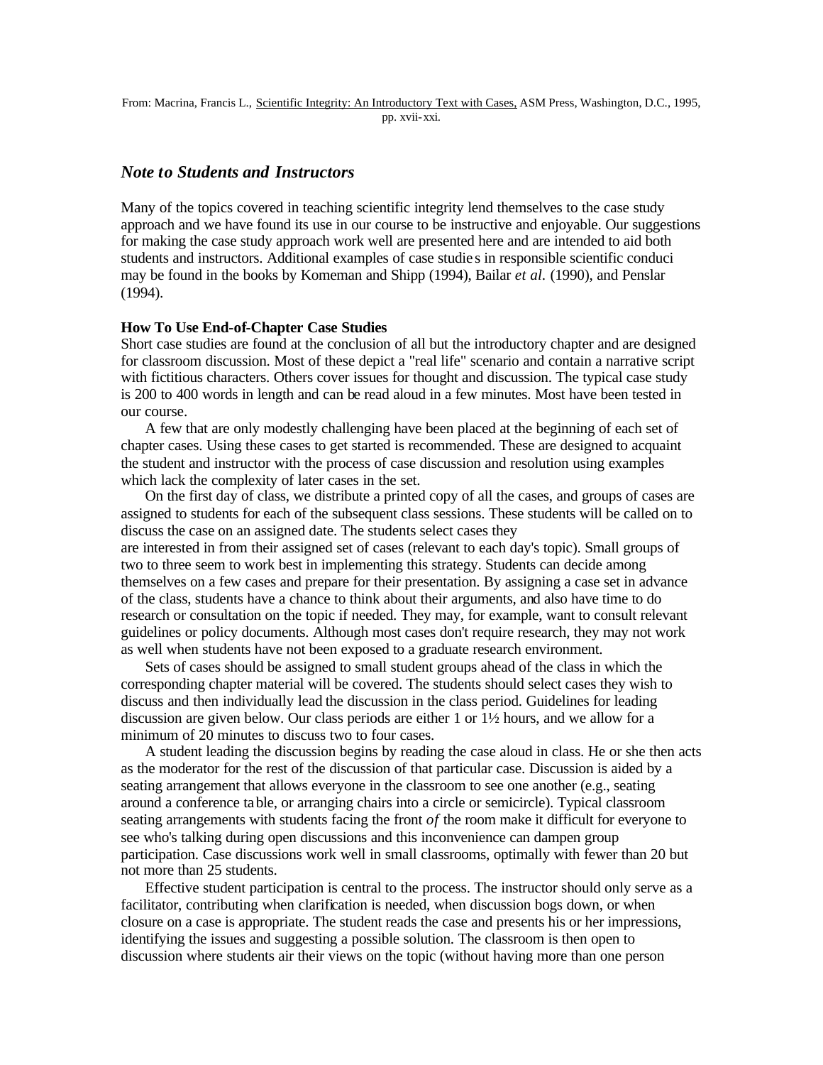From: Macrina, Francis L., Scientific Integrity: An Introductory Text with Cases, ASM Press, Washington, D.C., 1995, pp. xvii-xxi.

## *Note to Students and Instructors*

Many of the topics covered in teaching scientific integrity lend themselves to the case study approach and we have found its use in our course to be instructive and enjoyable. Our suggestions for making the case study approach work well are presented here and are intended to aid both students and instructors. Additional examples of case studies in responsible scientific conduci may be found in the books by Komeman and Shipp (1994), Bailar *et al.* (1990), and Penslar (1994).

**How To Use End-of-Chapter Case Studies**

Short case studies are found at the conclusion of all but the introductory chapter and are designed for classroom discussion. Most of these depict a "real life" scenario and contain a narrative script with fictitious characters. Others cover issues for thought and discussion. The typical case study is 200 to 400 words in length and can be read aloud in a few minutes. Most have been tested in our course.

A few that are only modestly challenging have been placed at the beginning of each set of chapter cases. Using these cases to get started is recommended. These are designed to acquaint the student and instructor with the process of case discussion and resolution using examples which lack the complexity of later cases in the set.

On the first day of class, we distribute a printed copy of all the cases, and groups of cases are assigned to students for each of the subsequent class sessions. These students will be called on to discuss the case on an assigned date. The students select cases they are interested in from their assigned set of cases (relevant to each day's topic). Small groups of two to three seem to work best in implementing this strategy. Students can decide among themselves on a few cases and prepare for their presentation. By assigning a case set in advance of the class, students have a chance to think about their arguments, and also have time to do research or consultation on the topic if needed. They may, for example, want to consult relevant guidelines or policy documents. Although most cases don't require research, they may not work as well when students have not been exposed to a graduate research environment.

Sets of cases should be assigned to small student groups ahead of the class in which the corresponding chapter material will be covered. The students should select cases they wish to discuss and then individually lead the discussion in the class period. Guidelines for leading discussion are given below. Our class periods are either 1 or 1½ hours, and we allow for a minimum of 20 minutes to discuss two to four cases.

A student leading the discussion begins by reading the case aloud in class. He or she then acts as the moderator for the rest of the discussion of that particular case. Discussion is aided by a seating arrangement that allows everyone in the classroom to see one another (e.g., seating around a conference table, or arranging chairs into a circle or semicircle). Typical classroom seating arrangements with students facing the front *of* the room make it difficult for everyone to see who's talking during open discussions and this inconvenience can dampen group participation. Case discussions work well in small classrooms, optimally with fewer than 20 but not more than 25 students.

Effective student participation is central to the process. The instructor should only serve as a facilitator, contributing when clarification is needed, when discussion bogs down, or when closure on a case is appropriate. The student reads the case and presents his or her impressions, identifying the issues and suggesting a possible solution. The classroom is then open to discussion where students air their views on the topic (without having more than one person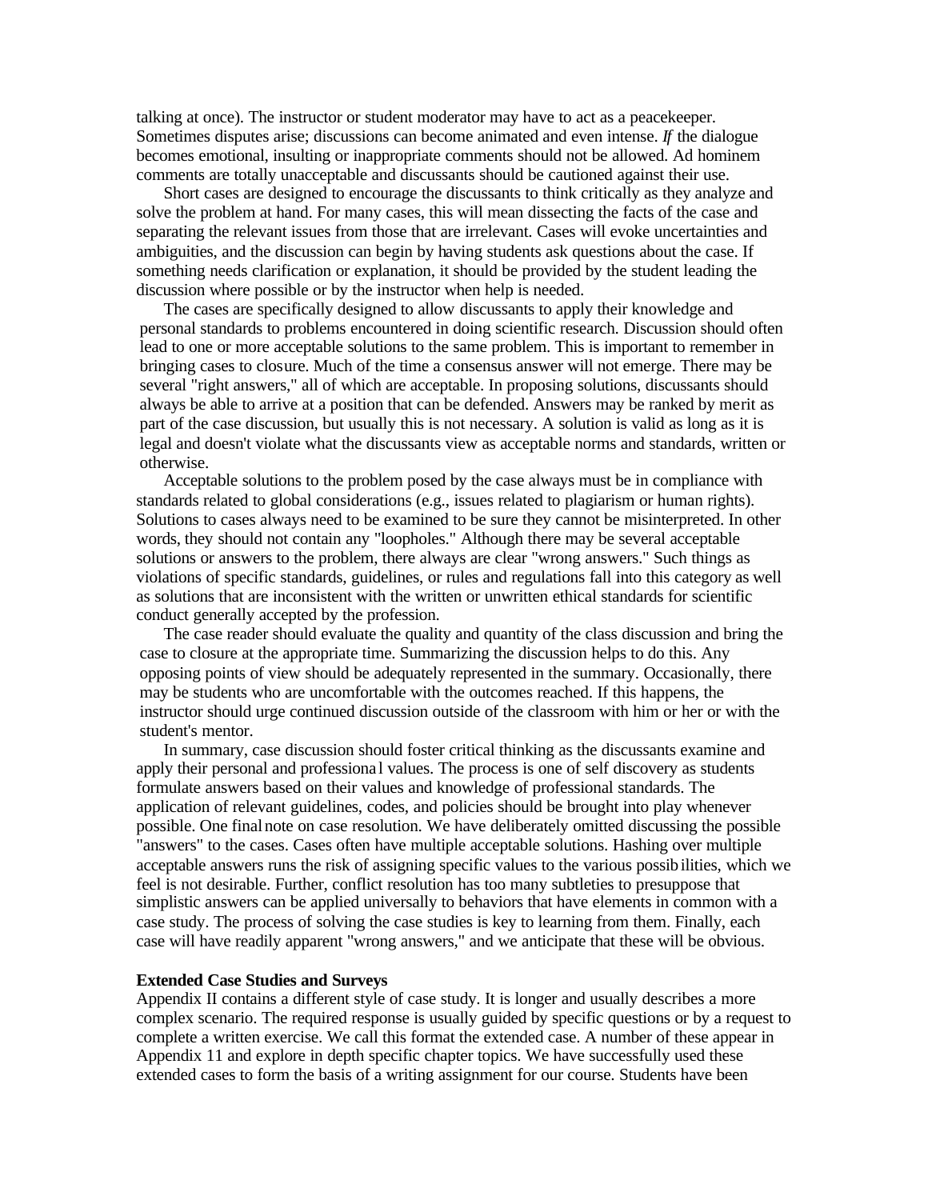talking at once). The instructor or student moderator may have to act as a peacekeeper. Sometimes disputes arise; discussions can become animated and even intense. *If* the dialogue becomes emotional, insulting or inappropriate comments should not be allowed. Ad hominem comments are totally unacceptable and discussants should be cautioned against their use.

Short cases are designed to encourage the discussants to think critically as they analyze and solve the problem at hand. For many cases, this will mean dissecting the facts of the case and separating the relevant issues from those that are irrelevant. Cases will evoke uncertainties and ambiguities, and the discussion can begin by having students ask questions about the case. If something needs clarification or explanation, it should be provided by the student leading the discussion where possible or by the instructor when help is needed.

The cases are specifically designed to allow discussants to apply their knowledge and personal standards to problems encountered in doing scientific research. Discussion should often lead to one or more acceptable solutions to the same problem. This is important to remember in bringing cases to closure. Much of the time a consensus answer will not emerge. There may be several "right answers," all of which are acceptable. In proposing solutions, discussants should always be able to arrive at a position that can be defended. Answers may be ranked by merit as part of the case discussion, but usually this is not necessary. A solution is valid as long as it is legal and doesn't violate what the discussants view as acceptable norms and standards, written or otherwise.

Acceptable solutions to the problem posed by the case always must be in compliance with standards related to global considerations (e.g., issues related to plagiarism or human rights). Solutions to cases always need to be examined to be sure they cannot be misinterpreted. In other words, they should not contain any "loopholes." Although there may be several acceptable solutions or answers to the problem, there always are clear "wrong answers." Such things as violations of specific standards, guidelines, or rules and regulations fall into this category as well as solutions that are inconsistent with the written or unwritten ethical standards for scientific conduct generally accepted by the profession.

The case reader should evaluate the quality and quantity of the class discussion and bring the case to closure at the appropriate time. Summarizing the discussion helps to do this. Any opposing points of view should be adequately represented in the summary. Occasionally, there may be students who are uncomfortable with the outcomes reached. If this happens, the instructor should urge continued discussion outside of the classroom with him or her or with the student's mentor.

In summary, case discussion should foster critical thinking as the discussants examine and apply their personal and professional values. The process is one of self discovery as students formulate answers based on their values and knowledge of professional standards. The application of relevant guidelines, codes, and policies should be brought into play whenever possible. One final note on case resolution. We have deliberately omitted discussing the possible "answers" to the cases. Cases often have multiple acceptable solutions. Hashing over multiple acceptable answers runs the risk of assigning specific values to the various possibilities, which we feel is not desirable. Further, conflict resolution has too many subtleties to presuppose that simplistic answers can be applied universally to behaviors that have elements in common with a case study. The process of solving the case studies is key to learning from them. Finally, each case will have readily apparent "wrong answers," and we anticipate that these will be obvious.

**Extended Case Studies and Surveys**

Appendix II contains a different style of case study. It is longer and usually describes a more complex scenario. The required response is usually guided by specific questions or by a request to complete a written exercise. We call this format the extended case. A number of these appear in Appendix 11 and explore in depth specific chapter topics. We have successfully used these extended cases to form the basis of a writing assignment for our course. Students have been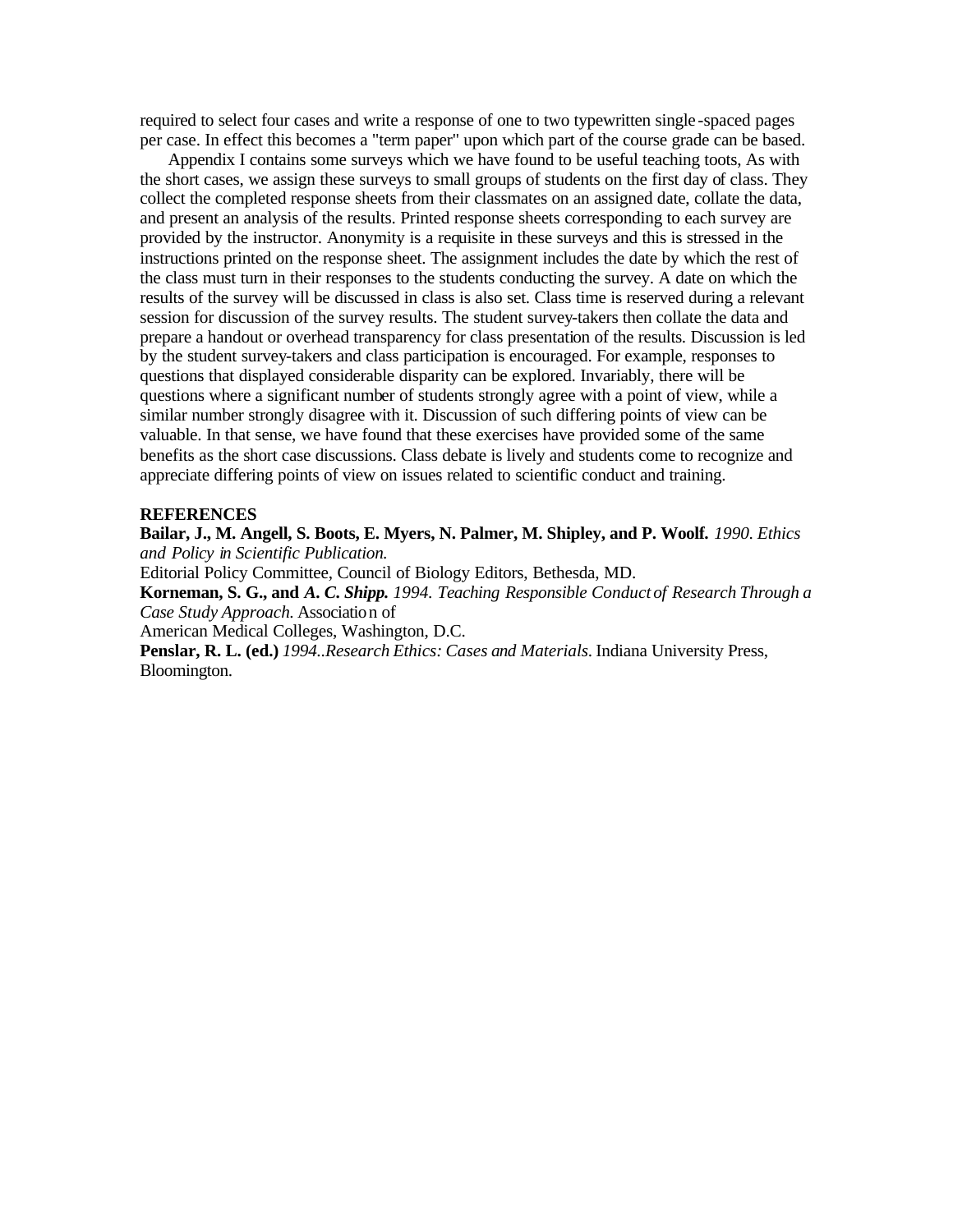required to select four cases and write a response of one to two typewritten single-spaced pages per case. In effect this becomes a "term paper" upon which part of the course grade can be based.

Appendix I contains some surveys which we have found to be useful teaching toots, As with the short cases, we assign these surveys to small groups of students on the first day of class. They collect the completed response sheets from their classmates on an assigned date, collate the data, and present an analysis of the results. Printed response sheets corresponding to each survey are provided by the instructor. Anonymity is a requisite in these surveys and this is stressed in the instructions printed on the response sheet. The assignment includes the date by which the rest of the class must turn in their responses to the students conducting the survey. A date on which the results of the survey will be discussed in class is also set. Class time is reserved during a relevant session for discussion of the survey results. The student survey-takers then collate the data and prepare a handout or overhead transparency for class presentation of the results. Discussion is led by the student survey-takers and class participation is encouraged. For example, responses to questions that displayed considerable disparity can be explored. Invariably, there will be questions where a significant number of students strongly agree with a point of view, while a similar number strongly disagree with it. Discussion of such differing points of view can be valuable. In that sense, we have found that these exercises have provided some of the same benefits as the short case discussions. Class debate is lively and students come to recognize and appreciate differing points of view on issues related to scientific conduct and training.

**REFERENCES**

**Bailar, J., M. Angell, S. Boots, E. Myers, N. Palmer, M. Shipley, and P. Woolf.** *1990. Ethics and Policy in Scientific Publication.* Editorial Policy Committee, Council of Biology Editors, Bethesda, MD.

**Korneman, S. G., and** ***A. C. Shipp.*** *1994. Teaching Responsible Conduct of Research Through a Case Study Approach.* Association of American Medical Colleges, Washington, D.C.

**Penslar, R. L. (ed.)** *1994..Research Ethics: Cases and Materials.* Indiana University Press, Bloomington.